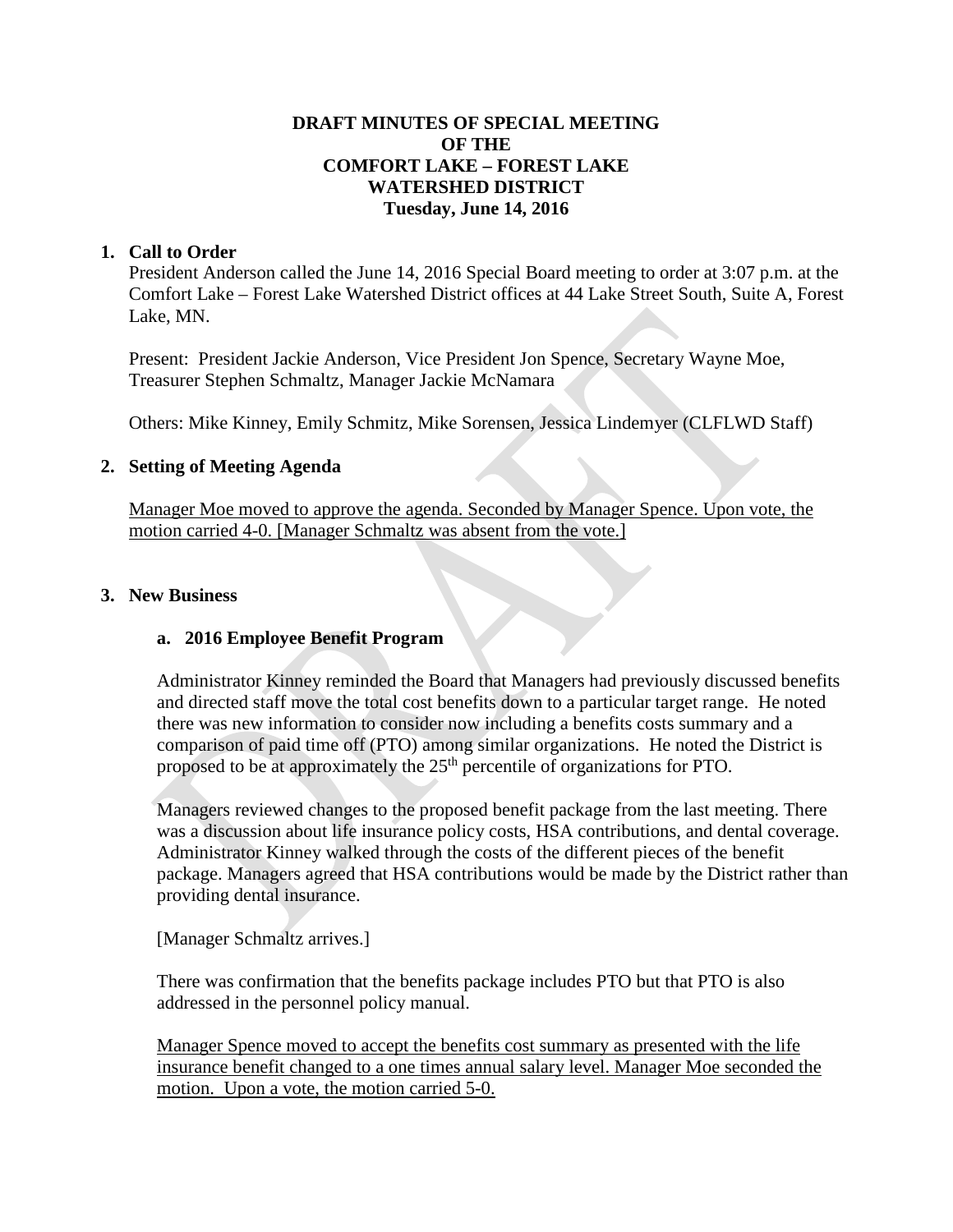# DRAFT MINUTES OF SPECIAL MEETING OF THE COMFORT LAKE – FOREST LAKE WATERSHED DISTRICT

**Tuesday, June 14, 2016**

## 1. Call to Order

President Anderson called the June 14, 2016 Special Board meeting to order at 3:07 p.m. at the Comfort Lake – Forest Lake Watershed District offices at 44 Lake Street South, Suite A, Forest Lake, MN.

Present: President Jackie Anderson, Vice President Jon Spence, Secretary Wayne Moe, Treasurer Stephen Schmaltz, Manager Jackie McNamara

Others: Mike Kinney, Emily Schmitz, Mike Sorensen, Jessica Lindemyer (CLFLWD Staff)

## 2. Setting of Meeting Agenda

<u>Manager Moe moved to approve the agenda. Seconded by Manager Spence. Upon vote, the motion carried 4-0. [Manager Schmaltz was absent from the vote.]</u>

## 3. New Business

### a. 2016 Employee Benefit Program

Administrator Kinney reminded the Board that Managers had previously discussed benefits and directed staff move the total cost benefits down to a particular target range. He noted there was new information to consider now including a benefits costs summary and a comparison of paid time off (PTO) among similar organizations. He noted the District is proposed to be at approximately the 25th percentile of organizations for PTO.

Managers reviewed changes to the proposed benefit package from the last meeting. There was a discussion about life insurance policy costs, HSA contributions, and dental coverage. Administrator Kinney walked through the costs of the different pieces of the benefit package. Managers agreed that HSA contributions would be made by the District rather than providing dental insurance.

[Manager Schmaltz arrives.]

There was confirmation that the benefits package includes PTO but that PTO is also addressed in the personnel policy manual.

<u>Manager Spence moved to accept the benefits cost summary as presented with the life insurance benefit changed to a one times annual salary level. Manager Moe seconded the motion. Upon a vote, the motion carried 5-0.</u>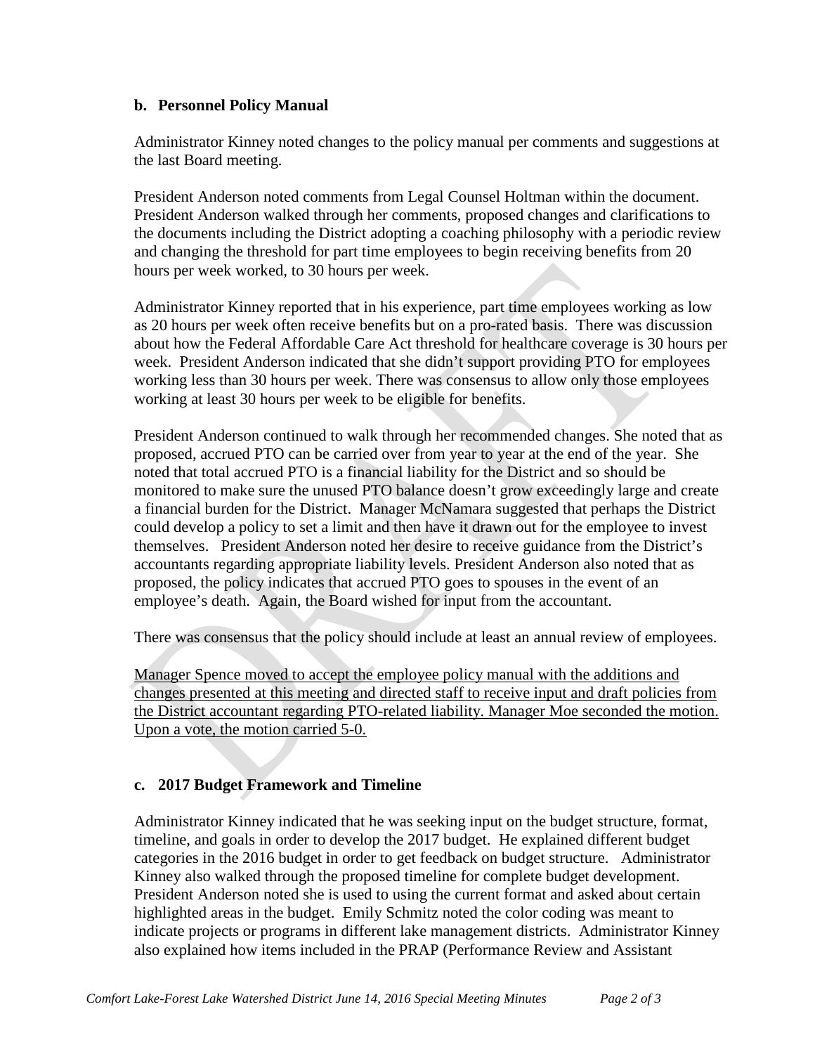### b. Personnel Policy Manual

Administrator Kinney noted changes to the policy manual per comments and suggestions at the last Board meeting.

President Anderson noted comments from Legal Counsel Holtman within the document. President Anderson walked through her comments, proposed changes and clarifications to the documents including the District adopting a coaching philosophy with a periodic review and changing the threshold for part time employees to begin receiving benefits from 20 hours per week worked, to 30 hours per week.

Administrator Kinney reported that in his experience, part time employees working as low as 20 hours per week often receive benefits but on a pro-rated basis. There was discussion about how the Federal Affordable Care Act threshold for healthcare coverage is 30 hours per week. President Anderson indicated that she didn't support providing PTO for employees working less than 30 hours per week. There was consensus to allow only those employees working at least 30 hours per week to be eligible for benefits.

President Anderson continued to walk through her recommended changes. She noted that as proposed, accrued PTO can be carried over from year to year at the end of the year. She noted that total accrued PTO is a financial liability for the District and so should be monitored to make sure the unused PTO balance doesn't grow exceedingly large and create a financial burden for the District. Manager McNamara suggested that perhaps the District could develop a policy to set a limit and then have it drawn out for the employee to invest themselves. President Anderson noted her desire to receive guidance from the District's accountants regarding appropriate liability levels. President Anderson also noted that as proposed, the policy indicates that accrued PTO goes to spouses in the event of an employee's death. Again, the Board wished for input from the accountant.

There was consensus that the policy should include at least an annual review of employees.

Manager Spence moved to accept the employee policy manual with the additions and changes presented at this meeting and directed staff to receive input and draft policies from the District accountant regarding PTO-related liability. Manager Moe seconded the motion. Upon a vote, the motion carried 5-0.

### c. 2017 Budget Framework and Timeline

Administrator Kinney indicated that he was seeking input on the budget structure, format, timeline, and goals in order to develop the 2017 budget. He explained different budget categories in the 2016 budget in order to get feedback on budget structure. Administrator Kinney also walked through the proposed timeline for complete budget development. President Anderson noted she is used to using the current format and asked about certain highlighted areas in the budget. Emily Schmitz noted the color coding was meant to indicate projects or programs in different lake management districts. Administrator Kinney also explained how items included in the PRAP (Performance Review and Assistant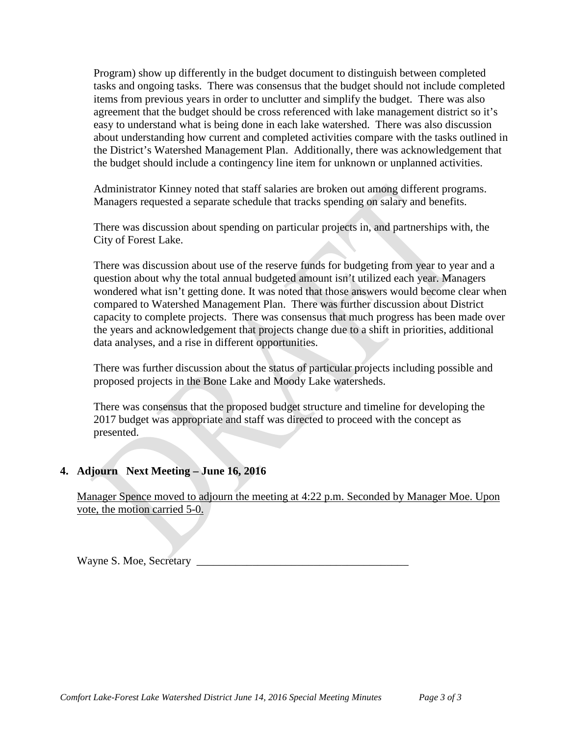Program) show up differently in the budget document to distinguish between completed tasks and ongoing tasks. There was consensus that the budget should not include completed items from previous years in order to unclutter and simplify the budget. There was also agreement that the budget should be cross referenced with lake management district so it's easy to understand what is being done in each lake watershed. There was also discussion about understanding how current and completed activities compare with the tasks outlined in the District's Watershed Management Plan. Additionally, there was acknowledgement that the budget should include a contingency line item for unknown or unplanned activities.

Administrator Kinney noted that staff salaries are broken out among different programs. Managers requested a separate schedule that tracks spending on salary and benefits.

There was discussion about spending on particular projects in, and partnerships with, the City of Forest Lake.

There was discussion about use of the reserve funds for budgeting from year to year and a question about why the total annual budgeted amount isn't utilized each year. Managers wondered what isn't getting done. It was noted that those answers would become clear when compared to Watershed Management Plan. There was further discussion about District capacity to complete projects. There was consensus that much progress has been made over the years and acknowledgement that projects change due to a shift in priorities, additional data analyses, and a rise in different opportunities.

There was further discussion about the status of particular projects including possible and proposed projects in the Bone Lake and Moody Lake watersheds.

There was consensus that the proposed budget structure and timeline for developing the 2017 budget was appropriate and staff was directed to proceed with the concept as presented.

**4. Adjourn Next Meeting – June 16, 2016**

Manager Spence moved to adjourn the meeting at 4:22 p.m. Seconded by Manager Moe. Upon vote, the motion carried 5-0.

Wayne S. Moe, Secretary \_\_\_\_\_\_\_\_\_\_\_\_\_\_\_\_\_\_\_\_\_\_\_\_\_\_\_\_\_\_\_\_\_\_\_\_\_\_